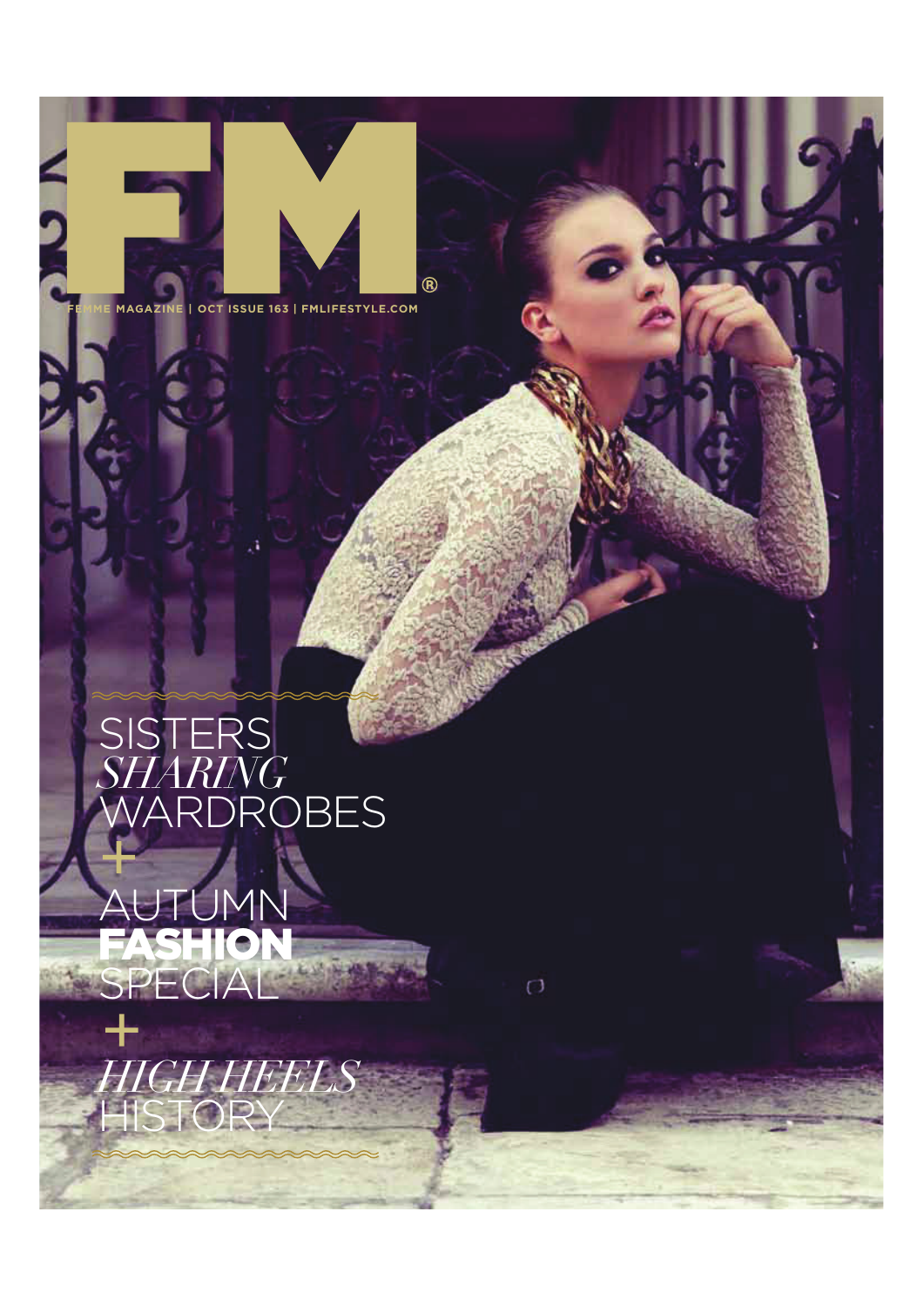# FM®

FEMME MAGAZINE | OCT ISSUE 163 | FMLIFESTYLE.COM

SISTERS *SHARING* WARDROBES

\+

AUTUMN **FASHION** SPECIAL

\+

*HIGH HEELS* HISTORY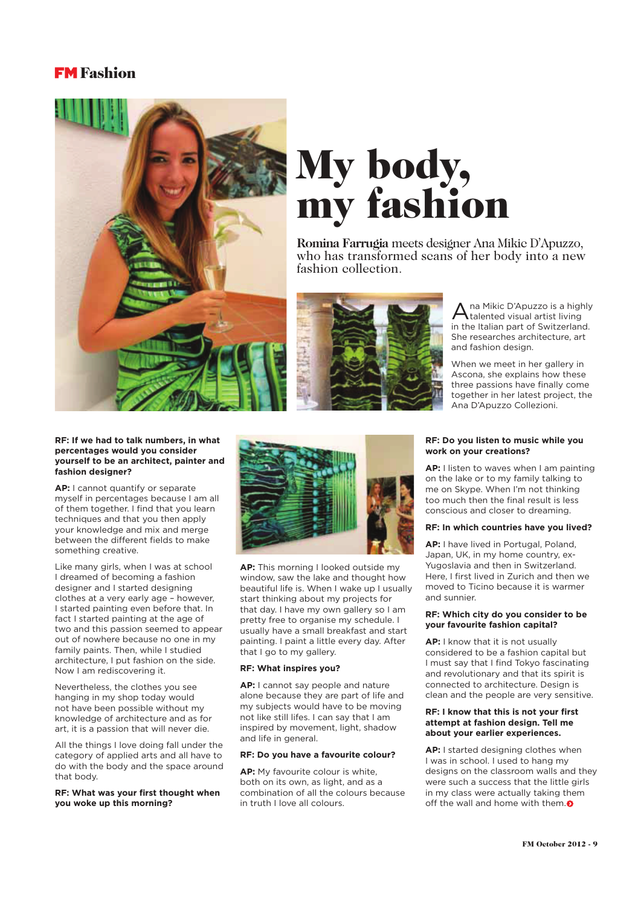# My body, my fashion

**Romina Farrugia** meets designer Ana Mikic D'Apuzzo, who has transformed scans of her body into a new fashion collection.

Ana Mikic D'Apuzzo is a highly talented visual artist living in the Italian part of Switzerland. She researches architecture, art and fashion design.

When we meet in her gallery in Ascona, she explains how these three passions have finally come together in her latest project, the Ana D'Apuzzo Collezioni.

**RF: If we had to talk numbers, in what percentages would you consider yourself to be an architect, painter and fashion designer?**

**AP:** I cannot quantify or separate myself in percentages because I am all of them together. I find that you learn techniques and that you then apply your knowledge and mix and merge between the different fields to make something creative.

Like many girls, when I was at school I dreamed of becoming a fashion designer and I started designing clothes at a very early age – however, I started painting even before that. In fact I started painting at the age of two and this passion seemed to appear out of nowhere because no one in my family paints. Then, while I studied architecture, I put fashion on the side. Now I am rediscovering it.

Nevertheless, the clothes you see hanging in my shop today would not have been possible without my knowledge of architecture and as for art, it is a passion that will never die.

All the things I love doing fall under the category of applied arts and all have to do with the body and the space around that body.

**RF: What was your first thought when you woke up this morning?**

**AP:** This morning I looked outside my window, saw the lake and thought how beautiful life is. When I wake up I usually start thinking about my projects for that day. I have my own gallery so I am pretty free to organise my schedule. I usually have a small breakfast and start painting. I paint a little every day. After that I go to my gallery.

**RF: What inspires you?**

**AP:** I cannot say people and nature alone because they are part of life and my subjects would have to be moving not like still lifes. I can say that I am inspired by movement, light, shadow and life in general.

**RF: Do you have a favourite colour?**

**AP:** My favourite colour is white, both on its own, as light, and as a combination of all the colours because in truth I love all colours.

**RF: Do you listen to music while you work on your creations?**

**AP:** I listen to waves when I am painting on the lake or to my family talking to me on Skype. When I'm not thinking too much then the final result is less conscious and closer to dreaming.

**RF: In which countries have you lived?**

**AP:** I have lived in Portugal, Poland, Japan, UK, in my home country, ex-Yugoslavia and then in Switzerland. Here, I first lived in Zurich and then we moved to Ticino because it is warmer and sunnier.

**RF: Which city do you consider to be your favourite fashion capital?**

**AP:** I know that it is not usually considered to be a fashion capital but I must say that I find Tokyo fascinating and revolutionary and that its spirit is connected to architecture. Design is clean and the people are very sensitive.

**RF: I know that this is not your first attempt at fashion design. Tell me about your earlier experiences.**

**AP:** I started designing clothes when I was in school. I used to hang my designs on the classroom walls and they were such a success that the little girls in my class were actually taking them off the wall and home with them.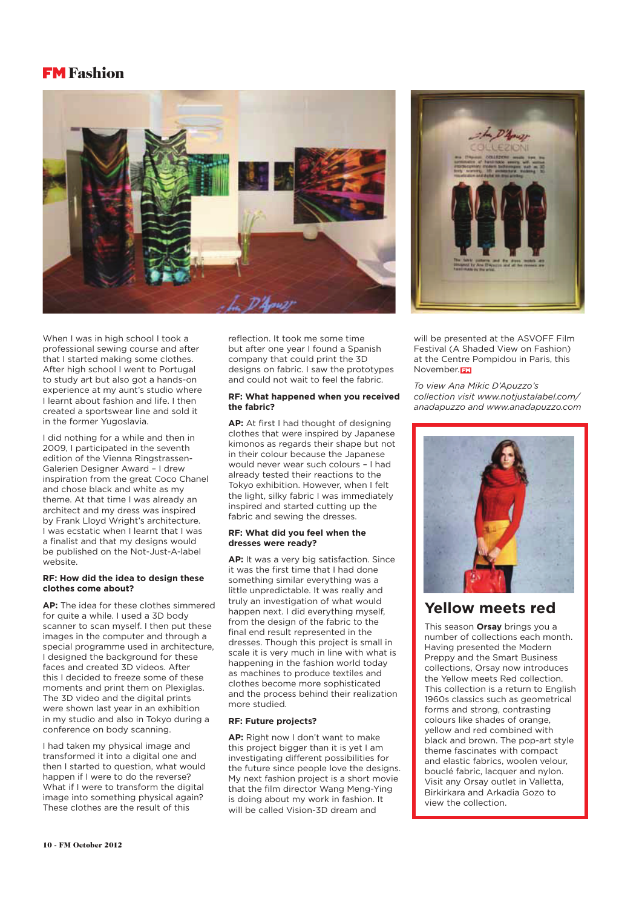When I was in high school I took a professional sewing course and after that I started making some clothes. After high school I went to Portugal to study art but also got a hands-on experience at my aunt's studio where I learnt about fashion and life. I then created a sportswear line and sold it in the former Yugoslavia.

I did nothing for a while and then in 2009, I participated in the seventh edition of the Vienna Ringstrassen-Galerien Designer Award – I drew inspiration from the great Coco Chanel and chose black and white as my theme. At that time I was already an architect and my dress was inspired by Frank Lloyd Wright's architecture. I was ecstatic when I learnt that I was a finalist and that my designs would be published on the Not-Just-A-label website.

**RF: How did the idea to design these clothes come about?**

**AP:** The idea for these clothes simmered for quite a while. I used a 3D body scanner to scan myself. I then put these images in the computer and through a special programme used in architecture, I designed the background for these faces and created 3D videos. After this I decided to freeze some of these moments and print them on Plexiglas. The 3D video and the digital prints were shown last year in an exhibition in my studio and also in Tokyo during a conference on body scanning.

I had taken my physical image and transformed it into a digital one and then I started to question, what would happen if I were to do the reverse? What if I were to transform the digital image into something physical again? These clothes are the result of this reflection. It took me some time but after one year I found a Spanish company that could print the 3D designs on fabric. I saw the prototypes and could not wait to feel the fabric.

**RF: What happened when you received the fabric?**

**AP:** At first I had thought of designing clothes that were inspired by Japanese kimonos as regards their shape but not in their colour because the Japanese would never wear such colours – I had already tested their reactions to the Tokyo exhibition. However, when I felt the light, silky fabric I was immediately inspired and started cutting up the fabric and sewing the dresses.

**RF: What did you feel when the dresses were ready?**

**AP:** It was a very big satisfaction. Since it was the first time that I had done something similar everything was a little unpredictable. It was really and truly an investigation of what would happen next. I did everything myself, from the design of the fabric to the final end result represented in the dresses. Though this project is small in scale it is very much in line with what is happening in the fashion world today as machines to produce textiles and clothes become more sophisticated and the process behind their realization more studied.

**RF: Future projects?**

**AP:** Right now I don't want to make this project bigger than it is yet I am investigating different possibilities for the future since people love the designs. My next fashion project is a short movie that the film director Wang Meng-Ying is doing about my work in fashion. It will be called Vision-3D dream and will be presented at the ASVOFF Film Festival (A Shaded View on Fashion) at the Centre Pompidou in Paris, this November.

*To view Ana Mikic D'Apuzzo's collection visit www.notjustalabel.com/anadapuzzo and www.anadapuzzo.com*

## Yellow meets red

This season **Orsay** brings you a number of collections each month. Having presented the Modern Preppy and the Smart Business collections, Orsay now introduces the Yellow meets Red collection. This collection is a return to English 1960s classics such as geometrical forms and strong, contrasting colours like shades of orange, yellow and red combined with black and brown. The pop-art style theme fascinates with compact and elastic fabrics, woolen velour, bouclé fabric, lacquer and nylon. Visit any Orsay outlet in Valletta, Birkirkara and Arkadia Gozo to view the collection.